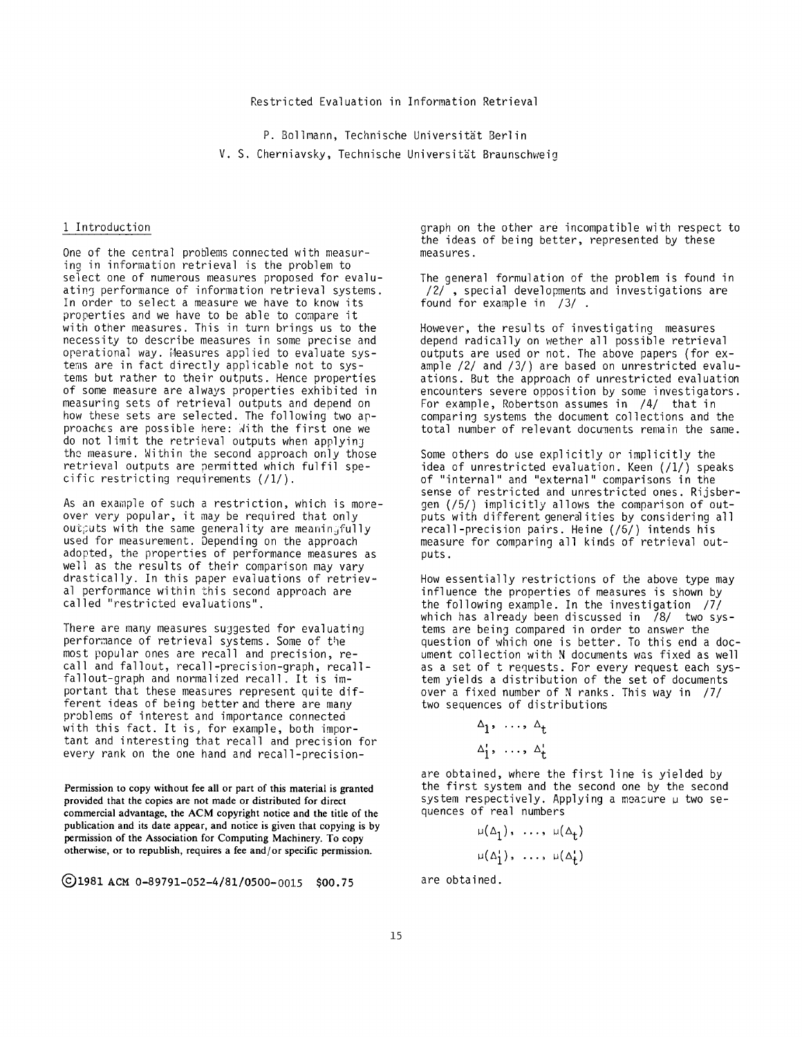# Restricted Evaluation in Information Retrieval

P. Bollmann, Technische Universität Berlin

V. S. Cherniavsky, Technische Universität Braunschweig

## 1 Introduction

One of the central problems connected with measuring in information retrieval is the problem to select one of numerous measures proposed for evaluating performance of information retrieval systems. In order to select a measure we have to know its properties and we have to be able to compare it with other measures. This in turn brings us to the necessity to describe measures in some precise and operational way. Measures applied to evaluate systems are in fact directly applicable not to systems but rather to their outputs. Hence properties of some measure are always properties exhibited in measuring sets of retrieval outputs and depend on how these sets are selected. The following two approaches are possible here: With the first one we do not limit the retrieval outputs when applying the measure. Within the second approach only those retrieval outputs are permitted which fulfil specific restricting requirements (/1/).

As an example of such a restriction, which is moreover very popular, it may be required that only outputs with the same generality are meaningfully used for measurement. Depending on the approach adopted, the properties of performance measures as well as the results of their comparison may vary drastically. In this paper evaluations of retrieval performance within this second approach are called "restricted evaluations".

There are many measures suggested for evaluating performance of retrieval systems. Some of the most popular ones are recall and precision, recall and fallout, recall-precision-graph, recall-fallout-graph and normalized recall. It is important that these measures represent quite different ideas of being better and there are many problems of interest and importance connected with this fact. It is, for example, both important and interesting that recall and precision for every rank on the one hand and recall-precision-graph on the other are incompatible with respect to the ideas of being better, represented by these measures.

The general formulation of the problem is found in /2/ , special developments and investigations are found for example in /3/ .

However, the results of investigating measures depend radically on wether all possible retrieval outputs are used or not. The above papers (for example /2/ and /3/) are based on unrestricted evaluations. But the approach of unrestricted evaluation encounters severe opposition by some investigators. For example, Robertson assumes in /4/ that in comparing systems the document collections and the total number of relevant documents remain the same.

Some others do use explicitly or implicitly the idea of unrestricted evaluation. Keen (/1/) speaks of "internal" and "external" comparisons in the sense of restricted and unrestricted ones. Rijsbergen (/5/) implicitly allows the comparison of outputs with different generalities by considering all recall-precision pairs. Heine (/6/) intends his measure for comparing all kinds of retrieval outputs.

How essentially restrictions of the above type may influence the properties of measures is shown by the following example. In the investigation /7/ which has already been discussed in /8/ two systems are being compared in order to answer the question of which one is better. To this end a document collection with N documents was fixed as well as a set of t requests. For every request each system yields a distribution of the set of documents over a fixed number of N ranks. This way in /7/ two sequences of distributions

$$\Delta_1, \ldots, \Delta_t$$
$$\Delta'_1, \ldots, \Delta'_t$$

are obtained, where the first line is yielded by the first system and the second one by the second system respectively. Applying a measure $\mu$ two sequences of real numbers

$$\mu(\Delta_1), \ldots, \mu(\Delta_t)$$
$$\mu(\Delta'_1), \ldots, \mu(\Delta'_t)$$

are obtained.

Permission to copy without fee all or part of this material is granted provided that the copies are not made or distributed for direct commercial advantage, the ACM copyright notice and the title of the publication and its date appear, and notice is given that copying is by permission of the Association for Computing Machinery. To copy otherwise, or to republish, requires a fee and/or specific permission.

©1981 ACM 0-89791-052-4/81/0500-0015 $00.75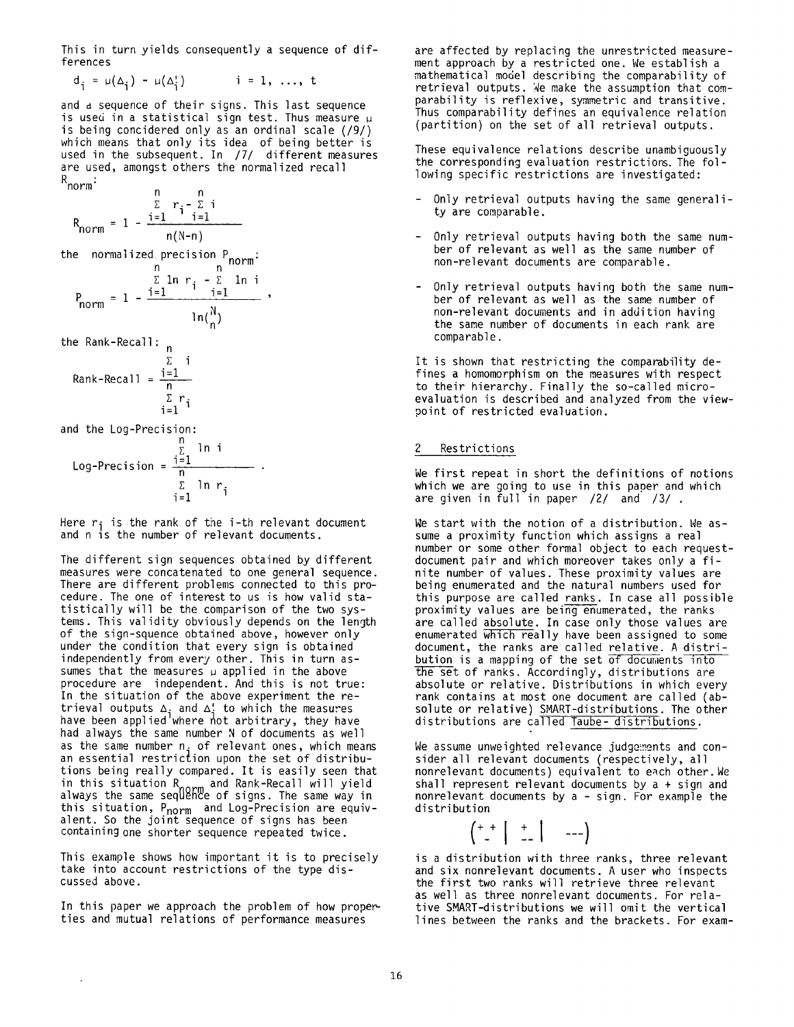This in turn yields consequently a sequence of differences

$$d_i = \mu(\Delta_i) - \mu(\Delta_i') \qquad i = 1, \ldots, t$$

and a sequence of their signs. This last sequence is used in a statistical sign test. Thus measure $\mu$ is being concidered only as an ordinal scale (/9/) which means that only its idea of being better is used in the subsequent. In /7/ different measures are used, amongst others the normalized recall $R_{norm}$:

$$R_{norm} = 1 - \frac{\sum_{i=1}^{n} r_i - \sum_{i=1}^{n} i}{n(N-n)}$$

the normalized precision $P_{norm}$:

$$P_{norm} = 1 - \frac{\sum_{i=1}^{n} \ln r_i - \sum_{i=1}^{n} \ln i}{\ln\binom{N}{n}},$$

the Rank-Recall:

$$\text{Rank-Recall} = \frac{\sum_{i=1}^{n} i}{\sum_{i=1}^{n} r_i}$$

and the Log-Precision:

$$\text{Log-Precision} = \frac{\sum_{i=1}^{n} \ln i}{\sum_{i=1}^{n} \ln r_i}.$$

Here $r_i$ is the rank of the i-th relevant document and n is the number of relevant documents.

The different sign sequences obtained by different measures were concatenated to one general sequence. There are different problems connected to this procedure. The one of interest to us is how valid statistically will be the comparison of the two systems. This validity obviously depends on the length of the sign-squence obtained above, however only under the condition that every sign is obtained independently from every other. This in turn assumes that the measures $\mu$ applied in the above procedure are independent. And this is not true: In the situation of the above experiment the retrieval outputs $\Delta_i$ and $\Delta_i'$ to which the measures have been applied where not arbitrary, they have had always the same number N of documents as well as the same number $n_i$ of relevant ones, which means an essential restriction upon the set of distributions being really compared. It is easily seen that in this situation $R_{norm}$ and Rank-Recall will yield always the same sequence of signs. The same way in this situation, $P_{norm}$ and Log-Precision are equivalent. So the joint sequence of signs has been containing one shorter sequence repeated twice.

This example shows how important it is to precisely take into account restrictions of the type discussed above.

In this paper we approach the problem of how properties and mutual relations of performance measures are affected by replacing the unrestricted measurement approach by a restricted one. We establish a mathematical model describing the comparability of retrieval outputs. We make the assumption that comparability is reflexive, symmetric and transitive. Thus comparability defines an equivalence relation (partition) on the set of all retrieval outputs.

These equivalence relations describe unambiguously the corresponding evaluation restrictions. The following specific restrictions are investigated:

- Only retrieval outputs having the same generality are comparable.
- Only retrieval outputs having both the same number of relevant as well as the same number of non-relevant documents are comparable.
- Only retrieval outputs having both the same number of relevant as well as the same number of non-relevant documents and in addition having the same number of documents in each rank are comparable.

It is shown that restricting the comparability defines a homomorphism on the measures with respect to their hierarchy. Finally the so-called micro-evaluation is described and analyzed from the viewpoint of restricted evaluation.

## 2 Restrictions

We first repeat in short the definitions of notions which we are going to use in this paper and which are given in full in paper /2/ and /3/ .

We start with the notion of a distribution. We assume a proximity function which assigns a real number or some other formal object to each request-document pair and which moreover takes only a finite number of values. These proximity values are being enumerated and the natural numbers used for this purpose are called ranks. In case all possible proximity values are being enumerated, the ranks are called absolute. In case only those values are enumerated which really have been assigned to some document, the ranks are called relative. A distribution is a mapping of the set of documents into the set of ranks. Accordingly, distributions are absolute or relative. Distributions in which every rank contains at most one document are called (absolute or relative) SMART-distributions. The other distributions are called Taube-distributions.

We assume unweighted relevance judgements and consider all relevant documents (respectively, all nonrelevant documents) equivalent to each other. We shall represent relevant documents by a + sign and nonrelevant documents by a - sign. For example the distribution

$$\left(\begin{smallmatrix}+\,+\\-\end{smallmatrix}\;\middle|\;\begin{smallmatrix}+\\-\,-\end{smallmatrix}\;\middle|\;-\,-\,-\right)$$

is a distribution with three ranks, three relevant and six nonrelevant documents. A user who inspects the first two ranks will retrieve three relevant as well as three nonrelevant documents. For relative SMART-distributions we will omit the vertical lines between the ranks and the brackets. For exam-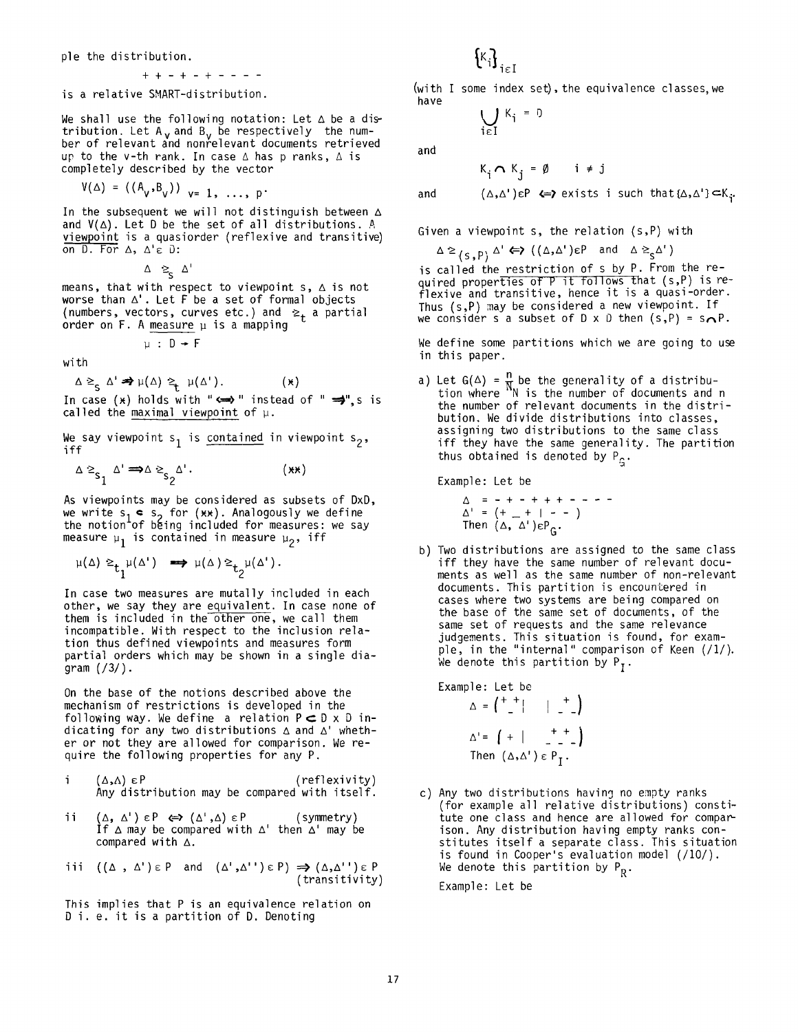ple the distribution.

$$+ + - + - + - - - -$$

is a relative SMART-distribution.

We shall use the following notation: Let $\Delta$ be a distribution. Let $A_v$ and $B_v$ be respectively the number of relevant and nonrelevant documents retrieved up to the v-th rank. In case $\Delta$ has p ranks, $\Delta$ is completely described by the vector

$$V(\Delta) = ((A_v, B_v)) \quad v = 1, \ldots, p.$$

In the subsequent we will not distinguish between $\Delta$ and $V(\Delta)$. Let D be the set of all distributions. A viewpoint is a quasiorder (reflexive and transitive) on D. For $\Delta, \Delta' \in D$:

$$\Delta \gtrsim_s \Delta'$$

means, that with respect to viewpoint s, $\Delta$ is not worse than $\Delta'$. Let F be a set of formal objects (numbers, vectors, curves etc.) and $\gtrsim_t$ a partial order on F. A measure $\mu$ is a mapping

$$\mu : D \rightarrow F$$

with

$$\Delta \gtrsim_s \Delta' \Rightarrow \mu(\Delta) \gtrsim_t \mu(\Delta'). \qquad (*)$$

In case (*) holds with "$\Leftrightarrow$" instead of "$\Rightarrow$", s is called the maximal viewpoint of $\mu$.

We say viewpoint $s_1$ is contained in viewpoint $s_2$, iff

$$\Delta \gtrsim_{s_1} \Delta' \Rightarrow \Delta \gtrsim_{s_2} \Delta'. \qquad (**)$$

As viewpoints may be considered as subsets of DxD, we write $s_1 \subset s_2$ for (**). Analogously we define the notion of being included for measures: we say measure $\mu_1$ is contained in measure $\mu_2$, iff

$$\mu(\Delta) \gtrsim_{t_1} \mu(\Delta') \Rightarrow \mu(\Delta) \gtrsim_{t_2} \mu(\Delta').$$

In case two measures are mutally included in each other, we say they are equivalent. In case none of them is included in the other one, we call them incompatible. With respect to the inclusion relation thus defined viewpoints and measures form partial orders which may be shown in a single diagram (/3/).

On the base of the notions described above the mechanism of restrictions is developed in the following way. We define a relation $P \subset D \times D$ indicating for any two distributions $\Delta$ and $\Delta'$ whether or not they are allowed for comparison. We require the following properties for any P.

i $(\Delta, \Delta) \in P$ (reflexivity)
Any distribution may be compared with itself.

ii $(\Delta, \Delta') \in P \Leftrightarrow (\Delta', \Delta) \in P$ (symmetry)
If $\Delta$ may be compared with $\Delta'$ then $\Delta'$ may be compared with $\Delta$.

iii $((\Delta, \Delta') \in P$ and $(\Delta', \Delta'') \in P) \Rightarrow (\Delta, \Delta'') \in P$ (transitivity)

This implies that P is an equivalence relation on D i. e. it is a partition of D. Denoting

$$\{K_i\}_{i \in I}$$

(with I some index set), the equivalence classes, we have

$$\bigcup_{i \in I} K_i = D$$

and

$$K_i \cap K_j = \emptyset \quad i \neq j$$

and $(\Delta, \Delta') \in P \Leftrightarrow$ exists i such that $\{\Delta, \Delta'\} \subset K_i$.

Given a viewpoint s, the relation (s,P) with

$$\Delta \gtrsim_{(s,P)} \Delta' \Leftrightarrow ((\Delta, \Delta') \in P \text{ and } \Delta \gtrsim_s \Delta')$$

is called the restriction of s by P. From the required properties of P it follows that (s,P) is reflexive and transitive, hence it is a quasi-order. Thus (s,P) may be considered a new viewpoint. If we consider s a subset of D x D then $(s,P) = s \cap P$.

We define some partitions which we are going to use in this paper.

a) Let $G(\Delta) = \frac{n}{N}$ be the generality of a distribution where N is the number of documents and n the number of relevant documents in the distribution. We divide distributions into classes, assigning two distributions to the same class iff they have the same generality. The partition thus obtained is denoted by $P_G$.

   Example: Let be

   $\Delta = - + - + + + - - - -$
   $\Delta' = (+ \_ + \mid - - )$
   Then $(\Delta, \Delta') \in P_G$.

b) Two distributions are assigned to the same class iff they have the same number of relevant documents as well as the same number of non-relevant documents. This partition is encountered in cases where two systems are being compared on the base of the same set of documents, of the same set of requests and the same relevance judgements. This situation is found, for example, in the "internal" comparison of Keen (/1/). We denote this partition by $P_I$.

   Example: Let be

   $\Delta = \left( {}^{+}_{-}{}^{+} \mid \quad \mid {}^{+}_{-\,-} \right)$

   $\Delta' = \left( + \mid \quad {}^{+\,+}_{-\,-\,-} \right)$

   Then $(\Delta, \Delta') \in P_I$.

c) Any two distributions having no empty ranks (for example all relative distributions) constitute one class and hence are allowed for comparison. Any distribution having empty ranks constitutes itself a separate class. This situation is found in Cooper's evaluation model (/10/). We denote this partition by $P_R$.

   Example: Let be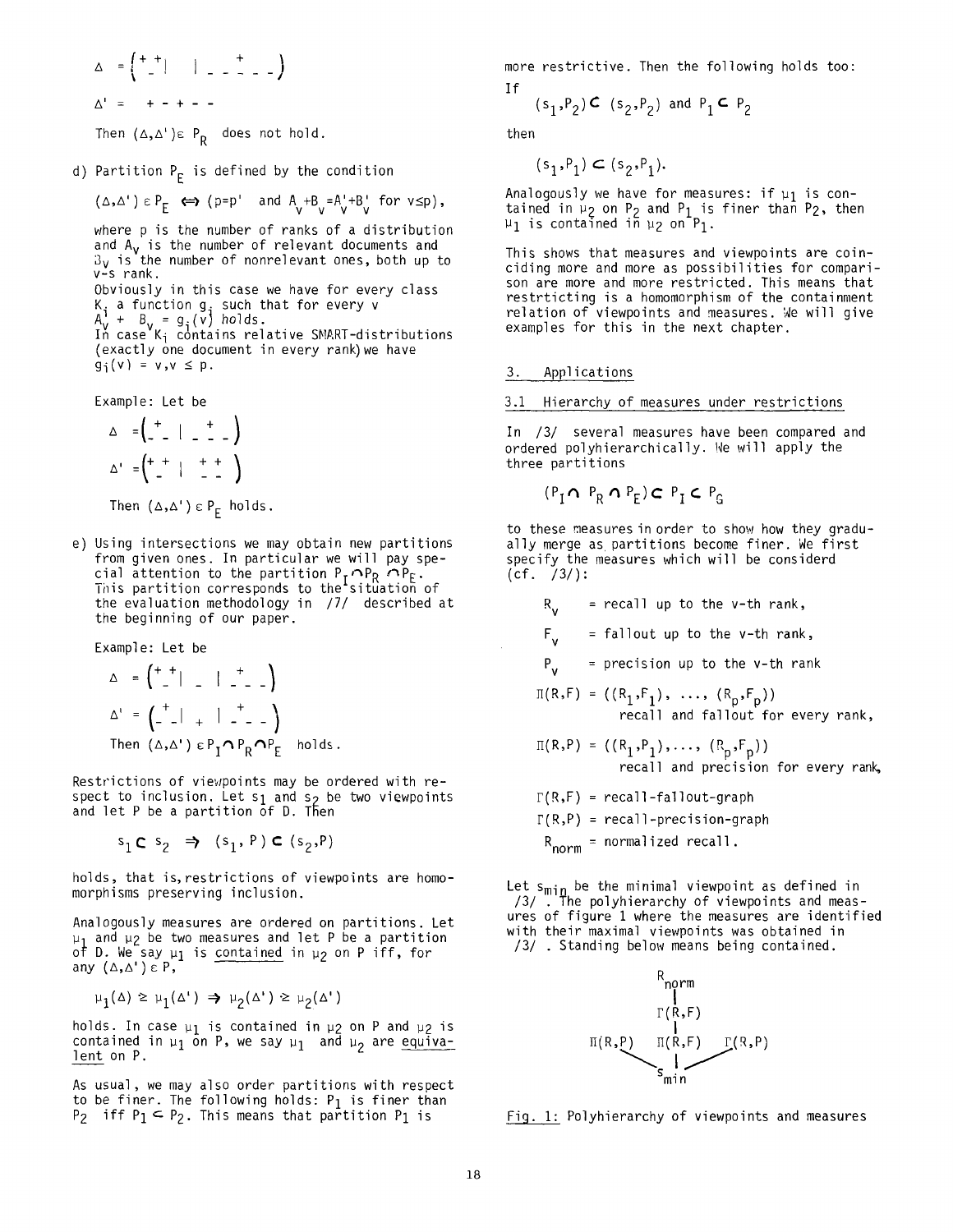$$\Delta = \begin{pmatrix} + & + & | & & | & - & - & \overset{+}{-} & - & - \\ & - & & & & & & & & \end{pmatrix}$$

$\Delta' = \; + - + - -$

Then $(\Delta,\Delta') \in P_R$ does not hold.

d) Partition $P_E$ is defined by the condition

$$(\Delta,\Delta') \in P_E \iff (p=p' \text{ and } A_v+B_v=A'_v+B'_v \text{ for } v \leq p),$$

where p is the number of ranks of a distribution and $A_v$ is the number of relevant documents and $B_v$ is the number of nonrelevant ones, both up to v-s rank.
Obviously in this case we have for every class $K_i$ a function $g_i$ such that for every v $A_v + B_v = g_i(v)$ holds.
In case $K_i$ contains relative SMART-distributions (exactly one document in every rank) we have $g_i(v) = v, v \leq p$.

Example: Let be

$$\Delta = \begin{pmatrix} + & | & & + \\ - & - & | & - & - & - \end{pmatrix}$$

$$\Delta' = \begin{pmatrix} + & + & | & + & + \\ & - & | & - & - \end{pmatrix}$$

Then $(\Delta,\Delta') \in P_E$ holds.

e) Using intersections we may obtain new partitions from given ones. In particular we will pay special attention to the partition $P_I \cap P_R \cap P_E$. This partition corresponds to the situation of the evaluation methodology in /7/ described at the beginning of our paper.

Example: Let be

$$\Delta = \begin{pmatrix} + & + & | & - & | & \overset{+}{-} & - & - \\ & - & & & & & & \end{pmatrix}$$

$$\Delta' = \begin{pmatrix} + & | & + & | & \overset{+}{-} & - & - \\ - & - & & & & & \end{pmatrix}$$

Then $(\Delta,\Delta') \in P_I \cap P_R \cap P_E$ holds.

Restrictions of viewpoints may be ordered with respect to inclusion. Let $s_1$ and $s_2$ be two viewpoints and let P be a partition of D. Then

$$s_1 \subset s_2 \;\Rightarrow\; (s_1, P) \subset (s_2, P)$$

holds, that is, restrictions of viewpoints are homomorphisms preserving inclusion.

Analogously measures are ordered on partitions. Let $\mu_1$ and $\mu_2$ be two measures and let P be a partition of D. We say $\mu_1$ is <u>contained</u> in $\mu_2$ on P iff, for any $(\Delta,\Delta') \in P$,

$$\mu_1(\Delta) \geq \mu_1(\Delta') \Rightarrow \mu_2(\Delta') \geq \mu_2(\Delta')$$

holds. In case $\mu_1$ is contained in $\mu_2$ on P and $\mu_2$ is contained in $\mu_1$ on P, we say $\mu_1$ and $\mu_2$ are <u>equivalent</u> on P.

As usual, we may also order partitions with respect to be finer. The following holds: $P_1$ is finer than $P_2$ iff $P_1 \subset P_2$. This means that partition $P_1$ is more restrictive. Then the following holds too:

If

$$(s_1,P_2) \subset (s_2,P_2) \text{ and } P_1 \subset P_2$$

then

$$(s_1,P_1) \subset (s_2,P_1).$$

Analogously we have for measures: if $\mu_1$ is contained in $\mu_2$ on $P_2$ and $P_1$ is finer than $P_2$, then $\mu_1$ is contained in $\mu_2$ on $P_1$.

This shows that measures and viewpoints are coinciding more and more as possibilities for comparison are more and more restricted. This means that restrticting is a homomorphism of the containment relation of viewpoints and measures. We will give examples for this in the next chapter.

## 3. Applications

### 3.1 Hierarchy of measures under restrictions

In /3/ several measures have been compared and ordered polyhierarchically. We will apply the three partitions

$$(P_I \cap P_R \cap P_E) \subset P_I \subset P_G$$

to these measures in order to show how they gradually merge as partitions become finer. We first specify the measures which will be considerd (cf. /3/):

- $R_v$ = recall up to the v-th rank,
- $F_v$ = fallout up to the v-th rank,
- $P_v$ = precision up to the v-th rank
- $\Pi(R,F) = ((R_1,F_1), \ldots, (R_p,F_p))$ recall and fallout for every rank,
- $\Pi(R,P) = ((R_1,P_1), \ldots, (R_p,F_p))$ recall and precision for every rank,
- $\Gamma(R,F)$ = recall-fallout-graph
- $\Gamma(R,P)$ = recall-precision-graph
- $R_{norm}$ = normalized recall.

Let $s_{min}$ be the minimal viewpoint as defined in /3/ . The polyhierarchy of viewpoints and measures of figure 1 where the measures are identified with their maximal viewpoints was obtained in /3/ . Standing below means being contained.

```
            R_norm
              |
           Γ(R,F)
              |
   Π(R,P)   Π(R,F)   Γ(R,P)
        \     |     /
            s_min
```

<u>Fig. 1:</u> Polyhierarchy of viewpoints and measures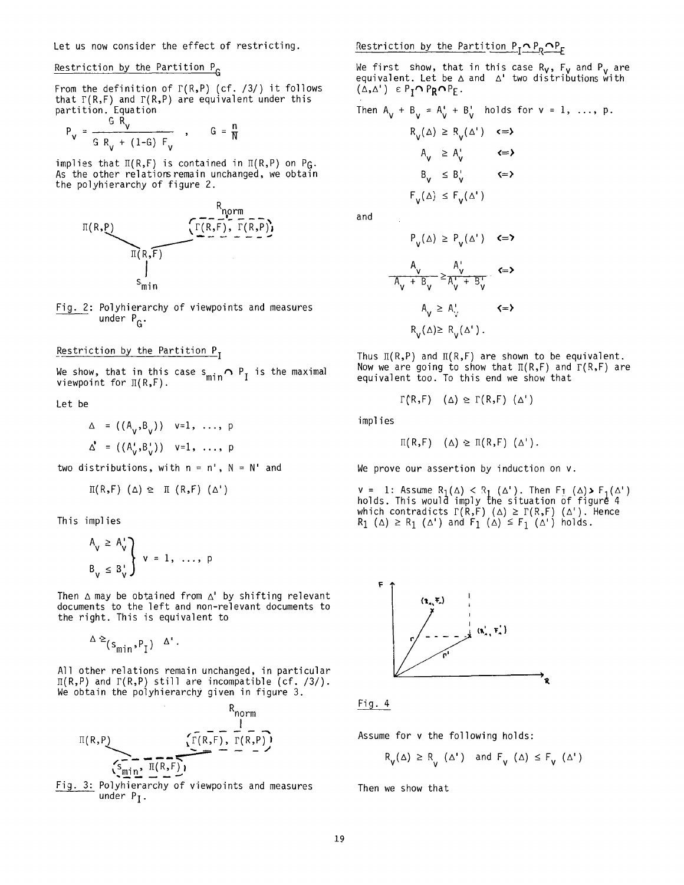Let us now consider the effect of restricting.

### Restriction by the Partition $P_G$

From the definition of $\Gamma(R,P)$ (cf. /3/) it follows that $\Gamma(R,F)$ and $\Gamma(R,P)$ are equivalent under this partition. Equation

$$P_v = \frac{G\,R_v}{G\,R_v + (1-G)\,F_v} \quad , \quad G = \frac{n}{N}$$

implies that $\Pi(R,F)$ is contained in $\Pi(R,P)$ on $P_G$. As the other relations remain unchanged, we obtain the polyhierarchy of figure 2.

$R_{norm}$, $\Gamma(R,F)$, $\Gamma(R,P)$, $\Pi(R,P)$, $\Pi(R,F)$, $s_{min}$

Fig. 2: Polyhierarchy of viewpoints and measures under $P_G$.

### Restriction by the Partition $P_I$

We show, that in this case $s_{min} \cap P_I$ is the maximal viewpoint for $\Pi(R,F)$.

Let be

$$\Delta = ((A_v, B_v)) \quad v=1, \ldots, p$$

$$\Delta' = ((A'_v, B'_v)) \quad v=1, \ldots, p$$

two distributions, with $n = n'$, $N = N'$ and

$$\Pi(R,F)\ (\Delta) \geq \Pi\ (R,F)\ (\Delta')$$

This implies

$$\left.\begin{array}{l} A_v \geq A'_v \\ B_v \leq B'_v \end{array}\right\} \quad v = 1, \ldots, p$$

Then $\Delta$ may be obtained from $\Delta'$ by shifting relevant documents to the left and non-relevant documents to the right. This is equivalent to

$$\Delta \geq_{(s_{min}, P_I)} \Delta'.$$

All other relations remain unchanged, in particular $\Pi(R,P)$ and $\Gamma(R,P)$ still are incompatible (cf. /3/). We obtain the polyhierarchy given in figure 3.

$R_{norm}$, $\Gamma(R,F)$, $\Gamma(R,P)$, $\Pi(R,P)$, $s_{min}$, $\Pi(R,F)$

Fig. 3: Polyhierarchy of viewpoints and measures under $P_I$.

### Restriction by the Partition $P_I \cap P_R \cap P_E$

We first show, that in this case $R_v$, $F_v$ and $P_v$ are equivalent. Let be $\Delta$ and $\Delta'$ two distributions with $(\Delta, \Delta') \in P_I \cap P_R \cap P_E$.

Then $A_v + B_v = A'_v + B'_v$ holds for $v = 1, \ldots, p$.

$$R_v(\Delta) \geq R_v(\Delta') \quad \Longleftrightarrow$$

$$A_v \geq A'_v \quad \Longleftrightarrow$$

$$B_v \leq B'_v \quad \Longleftrightarrow$$

$$F_v(\Delta) \leq F_v(\Delta')$$

and

$$P_v(\Delta) \geq P_v(\Delta') \quad \Longleftrightarrow$$

$$\frac{A_v}{A_v + B_v} \geq \frac{A'_v}{A'_v + B'_v} \quad \Longleftrightarrow$$

$$A_v \geq A'_v \quad \Longleftrightarrow$$

$$R_v(\Delta) \geq R_v(\Delta').$$

Thus $\Pi(R,P)$ and $\Pi(R,F)$ are shown to be equivalent. Now we are going to show that $\Pi(R,F)$ and $\Gamma(R,F)$ are equivalent too. To this end we show that

$$\Gamma(R,F)\ \ (\Delta) \geq \Gamma(R,F)\ (\Delta')$$

implies

$$\Pi(R,F)\ \ (\Delta) \geq \Pi(R,F)\ (\Delta').$$

We prove our assertion by induction on $v$.

$v = 1$: Assume $R_1(\Delta) < R_1(\Delta')$. Then $F_1(\Delta) > F_1(\Delta')$ holds. This would imply the situation of figure 4 which contradicts $\Gamma(R,F)\ (\Delta) \geq \Gamma(R,F)\ (\Delta')$. Hence $R_1(\Delta) \geq R_1(\Delta')$ and $F_1(\Delta) \leq F_1(\Delta')$ holds.

Fig. 4

Assume for $v$ the following holds:

$$R_v(\Delta) \geq R_v\ (\Delta') \quad \text{and} \quad F_v\ (\Delta) \leq F_v\ (\Delta')$$

Then we show that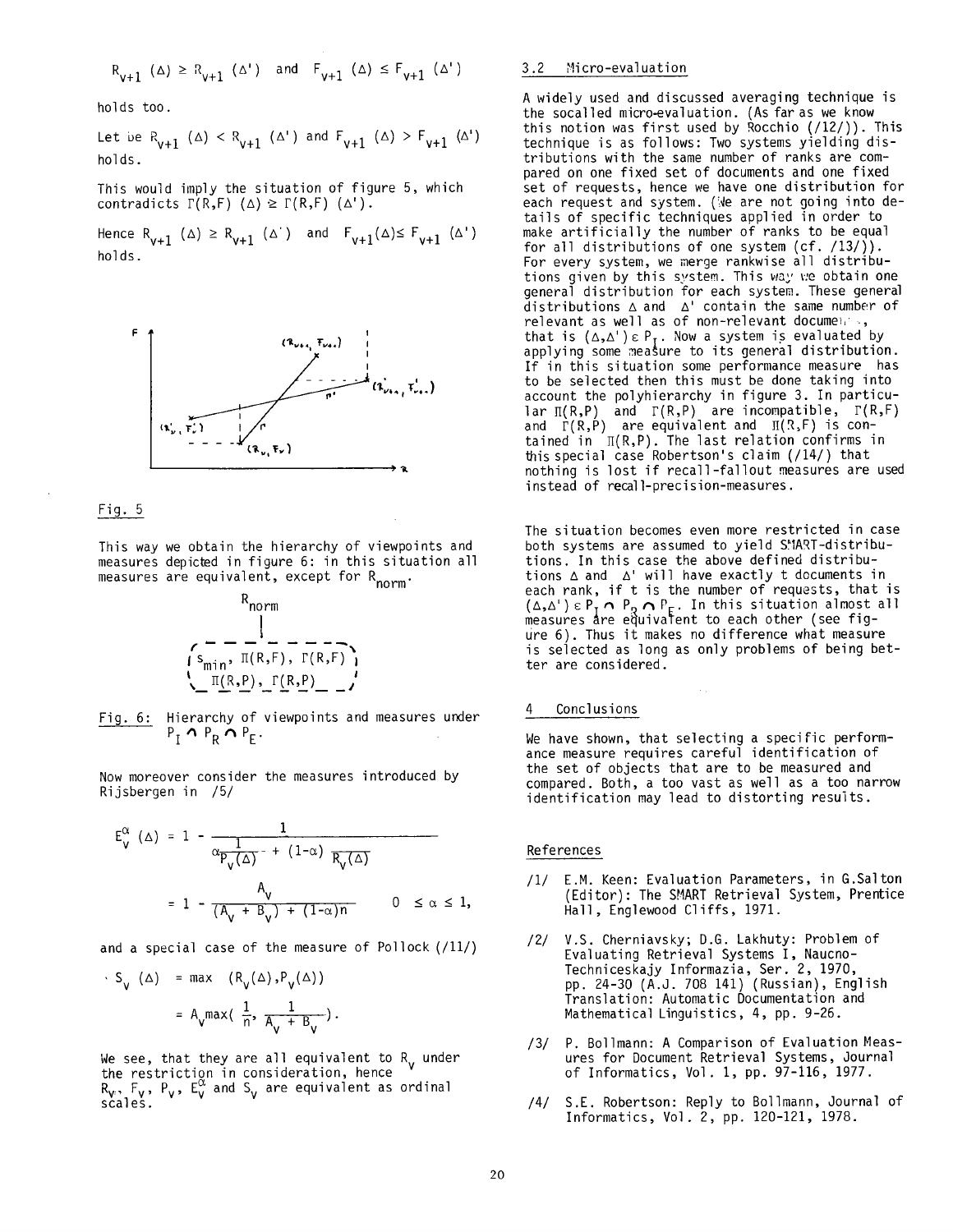$$R_{v+1}(\Delta) \geq R_{v+1}(\Delta') \quad \text{and} \quad F_{v+1}(\Delta) \leq F_{v+1}(\Delta')$$

holds too.

Let be $R_{v+1}(\Delta) < R_{v+1}(\Delta')$ and $F_{v+1}(\Delta) > F_{v+1}(\Delta')$ holds.

This would imply the situation of figure 5, which contradicts $\Gamma(R,F)(\Delta) \geq \Gamma(R,F)(\Delta')$.

Hence $R_{v+1}(\Delta) \geq R_{v+1}(\Delta')$ and $F_{v+1}(\Delta) \leq F_{v+1}(\Delta')$ holds.

Fig. 5

This way we obtain the hierarchy of viewpoints and measures depicted in figure 6: in this situation all measures are equivalent, except for $R_{norm}$.

$$R_{norm}$$

$$\{ S_{min},\ \Pi(R,F),\ \Gamma(R,F),\ \Pi(R,P),\ \Gamma(R,P) \}$$

Fig. 6: Hierarchy of viewpoints and measures under $P_I \cap P_R \cap P_E$.

Now moreover consider the measures introduced by Rijsbergen in /5/

$$E_v^{\alpha}(\Delta) = 1 - \frac{1}{\alpha\frac{1}{P_v(\Delta)} + (1-\alpha)\frac{1}{R_v(\Delta)}}$$

$$= 1 - \frac{A_v}{(A_v + B_v) + (1-\alpha)n} \qquad 0 \leq \alpha \leq 1,$$

and a special case of the measure of Pollock (/11/)

$$S_v(\Delta) = \max\ (R_v(\Delta), P_v(\Delta))$$

$$= A_v \max\left(\frac{1}{n}, \frac{1}{A_v + B_v}\right).$$

We see, that they are all equivalent to $R_v$ under the restriction in consideration, hence $R_v$, $F_v$, $P_v$, $E_v^{\alpha}$ and $S_v$ are equivalent as ordinal scales.

### 3.2 Micro-evaluation

A widely used and discussed averaging technique is the socalled micro-evaluation. (As far as we know this notion was first used by Rocchio (/12/)). This technique is as follows: Two systems yielding distributions with the same number of ranks are compared on one fixed set of documents and one fixed set of requests, hence we have one distribution for each request and system. (We are not going into details of specific techniques applied in order to make artificially the number of ranks to be equal for all distributions of one system (cf. /13/)). For every system, we merge rankwise all distributions given by this system. This way we obtain one general distribution for each system. These general distributions $\Delta$ and $\Delta'$ contain the same number of relevant as well as of non-relevant documents, that is $(\Delta,\Delta') \in P_I$. Now a system is evaluated by applying some measure to its general distribution. If in this situation some performance measure has to be selected then this must be done taking into account the polyhierarchy in figure 3. In particular $\Pi(R,P)$ and $\Gamma(R,P)$ are incompatible, $\Gamma(R,F)$ and $\Gamma(R,P)$ are equivalent and $\Pi(R,F)$ is contained in $\Pi(R,P)$. The last relation confirms in this special case Robertson's claim (/14/) that nothing is lost if recall-fallout measures are used instead of recall-precision-measures.

The situation becomes even more restricted in case both systems are assumed to yield SMART-distributions. In this case the above defined distributions $\Delta$ and $\Delta'$ will have exactly t documents in each rank, if t is the number of requests, that is $(\Delta,\Delta') \in P_I \cap P_R \cap P_E$. In this situation almost all measures are equivalent to each other (see figure 6). Thus it makes no difference what measure is selected as long as only problems of being better are considered.

## 4 Conclusions

We have shown, that selecting a specific performance measure requires careful identification of the set of objects that are to be measured and compared. Both, a too vast as well as a too narrow identification may lead to distorting results.

## References

/1/ E.M. Keen: Evaluation Parameters, in G.Salton (Editor): The SMART Retrieval System, Prentice Hall, Englewood Cliffs, 1971.

/2/ V.S. Cherniavsky; D.G. Lakhuty: Problem of Evaluating Retrieval Systems I, Naucno-Techniceskaj Informazia, Ser. 2, 1970, pp. 24-30 (A.J. 708 141) (Russian), English Translation: Automatic Documentation and Mathematical Linguistics, 4, pp. 9-26.

/3/ P. Bollmann: A Comparison of Evaluation Measures for Document Retrieval Systems, Journal of Informatics, Vol. 1, pp. 97-116, 1977.

/4/ S.E. Robertson: Reply to Bollmann, Journal of Informatics, Vol. 2, pp. 120-121, 1978.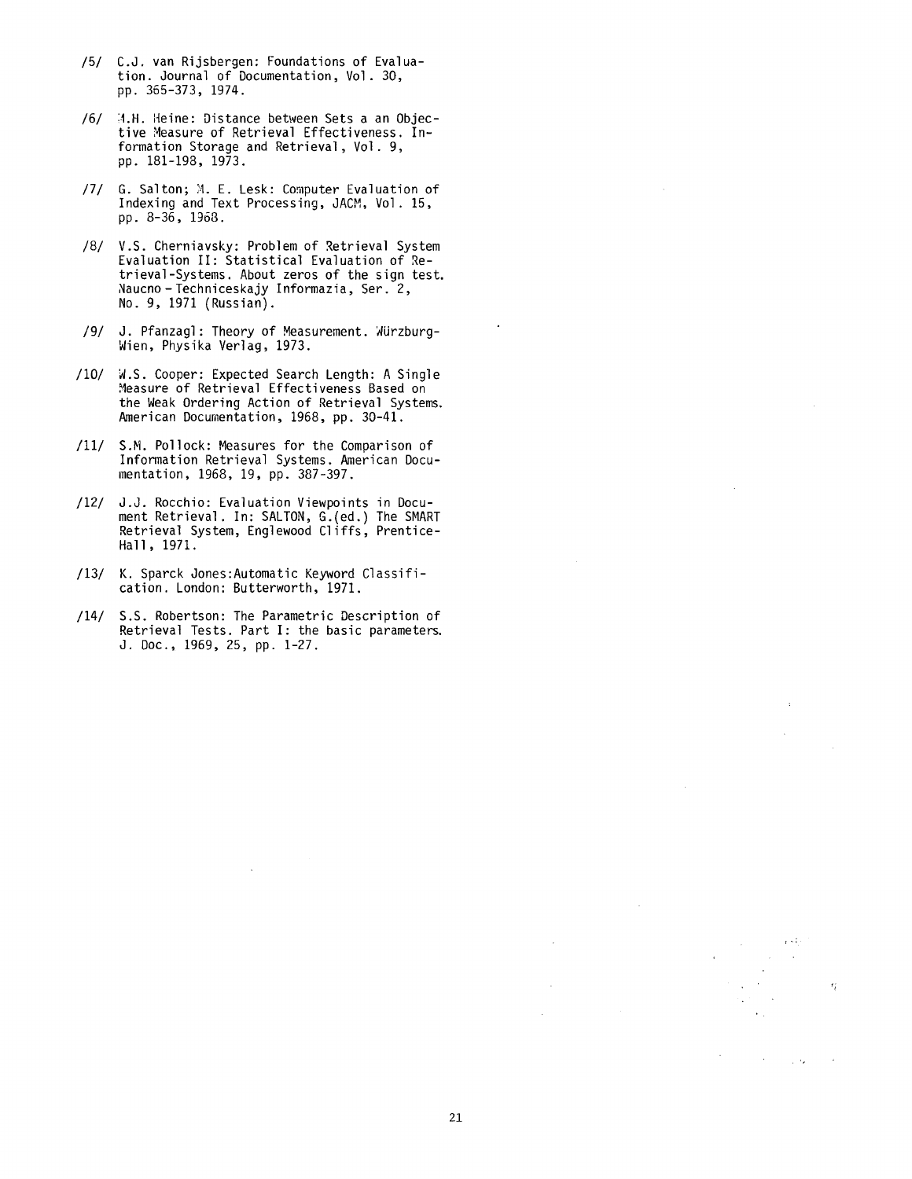/5/ C.J. van Rijsbergen: Foundations of Evaluation. Journal of Documentation, Vol. 30, pp. 365-373, 1974.

/6/ M.H. Heine: Distance between Sets a an Objective Measure of Retrieval Effectiveness. Information Storage and Retrieval, Vol. 9, pp. 181-198, 1973.

/7/ G. Salton; M. E. Lesk: Computer Evaluation of Indexing and Text Processing, JACM, Vol. 15, pp. 8-36, 1968.

/8/ V.S. Cherniavsky: Problem of Retrieval System Evaluation II: Statistical Evaluation of Retrieval-Systems. About zeros of the sign test. Naucno - Techniceskajy Informazia, Ser. 2, No. 9, 1971 (Russian).

/9/ J. Pfanzagl: Theory of Measurement. Würzburg-Wien, Physika Verlag, 1973.

/10/ W.S. Cooper: Expected Search Length: A Single Measure of Retrieval Effectiveness Based on the Weak Ordering Action of Retrieval Systems. American Documentation, 1968, pp. 30-41.

/11/ S.M. Pollock: Measures for the Comparison of Information Retrieval Systems. American Documentation, 1968, 19, pp. 387-397.

/12/ J.J. Rocchio: Evaluation Viewpoints in Document Retrieval. In: SALTON, G.(ed.) The SMART Retrieval System, Englewood Cliffs, Prentice-Hall, 1971.

/13/ K. Sparck Jones:Automatic Keyword Classification. London: Butterworth, 1971.

/14/ S.S. Robertson: The Parametric Description of Retrieval Tests. Part I: the basic parameters. J. Doc., 1969, 25, pp. 1-27.